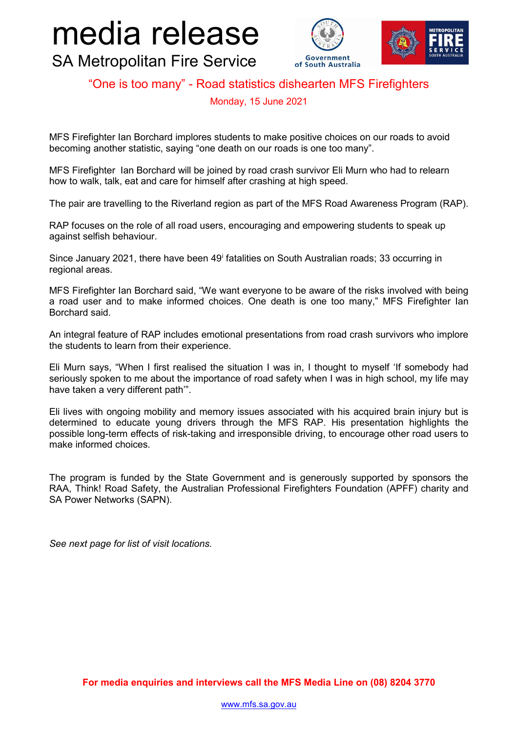# media release

## SA Metropolitan Fire Service

Government of South Australia

METROPOLITAN FIRE SERVICE SOUTH AUSTRALIA

### "One is too many" - Road statistics dishearten MFS Firefighters

Monday, 15 June 2021

MFS Firefighter Ian Borchard implores students to make positive choices on our roads to avoid becoming another statistic, saying "one death on our roads is one too many".

MFS Firefighter Ian Borchard will be joined by road crash survivor Eli Murn who had to relearn how to walk, talk, eat and care for himself after crashing at high speed.

The pair are travelling to the Riverland region as part of the MFS Road Awareness Program (RAP).

RAP focuses on the role of all road users, encouraging and empowering students to speak up against selfish behaviour.

Since January 2021, there have been 49[i] fatalities on South Australian roads; 33 occurring in regional areas.

MFS Firefighter Ian Borchard said, "We want everyone to be aware of the risks involved with being a road user and to make informed choices. One death is one too many," MFS Firefighter Ian Borchard said.

An integral feature of RAP includes emotional presentations from road crash survivors who implore the students to learn from their experience.

Eli Murn says, "When I first realised the situation I was in, I thought to myself 'If somebody had seriously spoken to me about the importance of road safety when I was in high school, my life may have taken a very different path'".

Eli lives with ongoing mobility and memory issues associated with his acquired brain injury but is determined to educate young drivers through the MFS RAP. His presentation highlights the possible long-term effects of risk-taking and irresponsible driving, to encourage other road users to make informed choices.

The program is funded by the State Government and is generously supported by sponsors the RAA, Think! Road Safety, the Australian Professional Firefighters Foundation (APFF) charity and SA Power Networks (SAPN).

*See next page for list of visit locations.*

**For media enquiries and interviews call the MFS Media Line on (08) 8204 3770**

www.mfs.sa.gov.au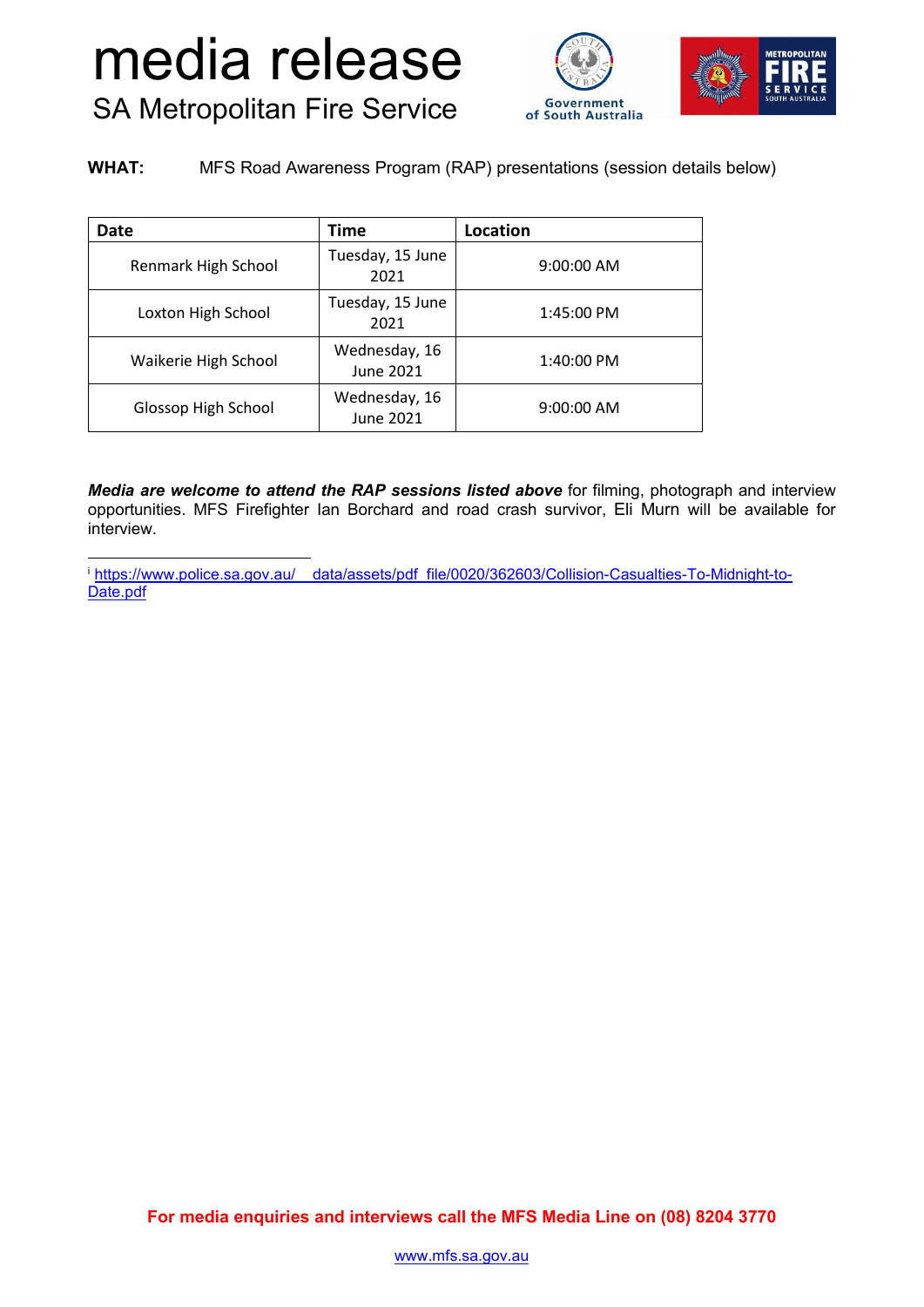# media release

## SA Metropolitan Fire Service

**WHAT:** MFS Road Awareness Program (RAP) presentations (session details below)

| Date | Time | Location |
|---|---|---|
| Renmark High School | Tuesday, 15 June 2021 | 9:00:00 AM |
| Loxton High School | Tuesday, 15 June 2021 | 1:45:00 PM |
| Waikerie High School | Wednesday, 16 June 2021 | 1:40:00 PM |
| Glossop High School | Wednesday, 16 June 2021 | 9:00:00 AM |

***Media are welcome to attend the RAP sessions listed above*** for filming, photograph and interview opportunities. MFS Firefighter Ian Borchard and road crash survivor, Eli Murn will be available for interview.

---

[i] https://www.police.sa.gov.au/__data/assets/pdf_file/0020/362603/Collision-Casualties-To-Midnight-to-Date.pdf

**For media enquiries and interviews call the MFS Media Line on (08) 8204 3770**

www.mfs.sa.gov.au